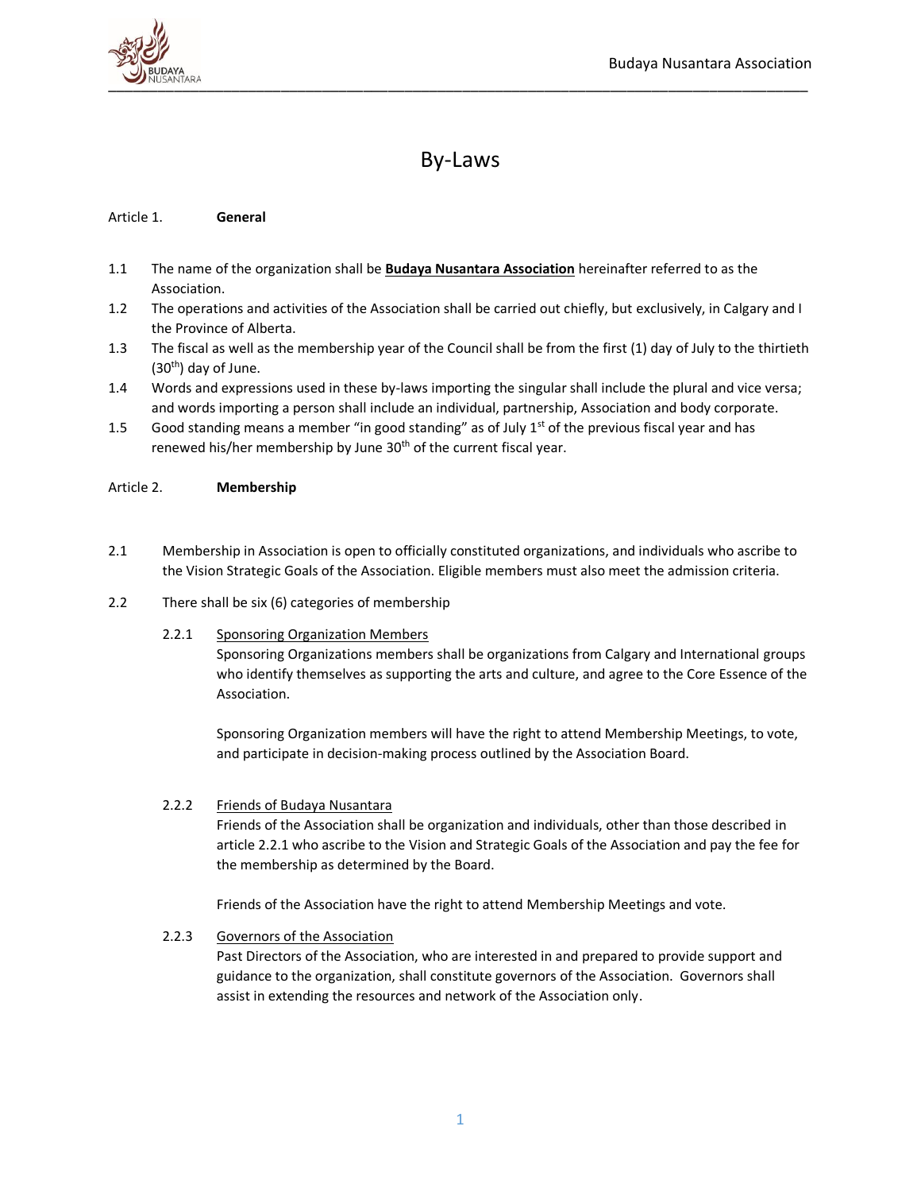# By-Laws

Article 1. **General**

1.1 The name of the organization shall be **Budaya Nusantara Association** hereinafter referred to as the Association.

1.2 The operations and activities of the Association shall be carried out chiefly, but exclusively, in Calgary and I the Province of Alberta.

1.3 The fiscal as well as the membership year of the Council shall be from the first (1) day of July to the thirtieth (30th) day of June.

1.4 Words and expressions used in these by-laws importing the singular shall include the plural and vice versa; and words importing a person shall include an individual, partnership, Association and body corporate.

1.5 Good standing means a member "in good standing" as of July 1st of the previous fiscal year and has renewed his/her membership by June 30th of the current fiscal year.

Article 2. **Membership**

2.1 Membership in Association is open to officially constituted organizations, and individuals who ascribe to the Vision Strategic Goals of the Association. Eligible members must also meet the admission criteria.

2.2 There shall be six (6) categories of membership

2.2.1 Sponsoring Organization Members

Sponsoring Organizations members shall be organizations from Calgary and International groups who identify themselves as supporting the arts and culture, and agree to the Core Essence of the Association.

Sponsoring Organization members will have the right to attend Membership Meetings, to vote, and participate in decision-making process outlined by the Association Board.

2.2.2 Friends of Budaya Nusantara

Friends of the Association shall be organization and individuals, other than those described in article 2.2.1 who ascribe to the Vision and Strategic Goals of the Association and pay the fee for the membership as determined by the Board.

Friends of the Association have the right to attend Membership Meetings and vote.

2.2.3 Governors of the Association

Past Directors of the Association, who are interested in and prepared to provide support and guidance to the organization, shall constitute governors of the Association. Governors shall assist in extending the resources and network of the Association only.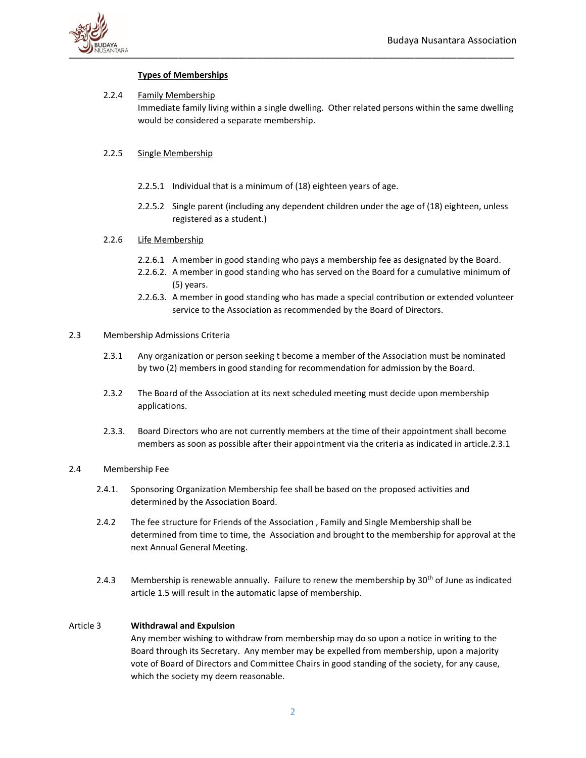**Types of Memberships**

2.2.4 Family Membership
Immediate family living within a single dwelling. Other related persons within the same dwelling would be considered a separate membership.

2.2.5 Single Membership

2.2.5.1 Individual that is a minimum of (18) eighteen years of age.

2.2.5.2 Single parent (including any dependent children under the age of (18) eighteen, unless registered as a student.)

2.2.6 Life Membership

2.2.6.1 A member in good standing who pays a membership fee as designated by the Board.
2.2.6.2. A member in good standing who has served on the Board for a cumulative minimum of (5) years.
2.2.6.3. A member in good standing who has made a special contribution or extended volunteer service to the Association as recommended by the Board of Directors.

2.3 Membership Admissions Criteria

2.3.1 Any organization or person seeking t become a member of the Association must be nominated by two (2) members in good standing for recommendation for admission by the Board.

2.3.2 The Board of the Association at its next scheduled meeting must decide upon membership applications.

2.3.3. Board Directors who are not currently members at the time of their appointment shall become members as soon as possible after their appointment via the criteria as indicated in article.2.3.1

2.4 Membership Fee

2.4.1. Sponsoring Organization Membership fee shall be based on the proposed activities and determined by the Association Board.

2.4.2 The fee structure for Friends of the Association , Family and Single Membership shall be determined from time to time, the Association and brought to the membership for approval at the next Annual General Meeting.

2.4.3 Membership is renewable annually. Failure to renew the membership by 30th of June as indicated article 1.5 will result in the automatic lapse of membership.

Article 3 **Withdrawal and Expulsion**
Any member wishing to withdraw from membership may do so upon a notice in writing to the Board through its Secretary. Any member may be expelled from membership, upon a majority vote of Board of Directors and Committee Chairs in good standing of the society, for any cause, which the society my deem reasonable.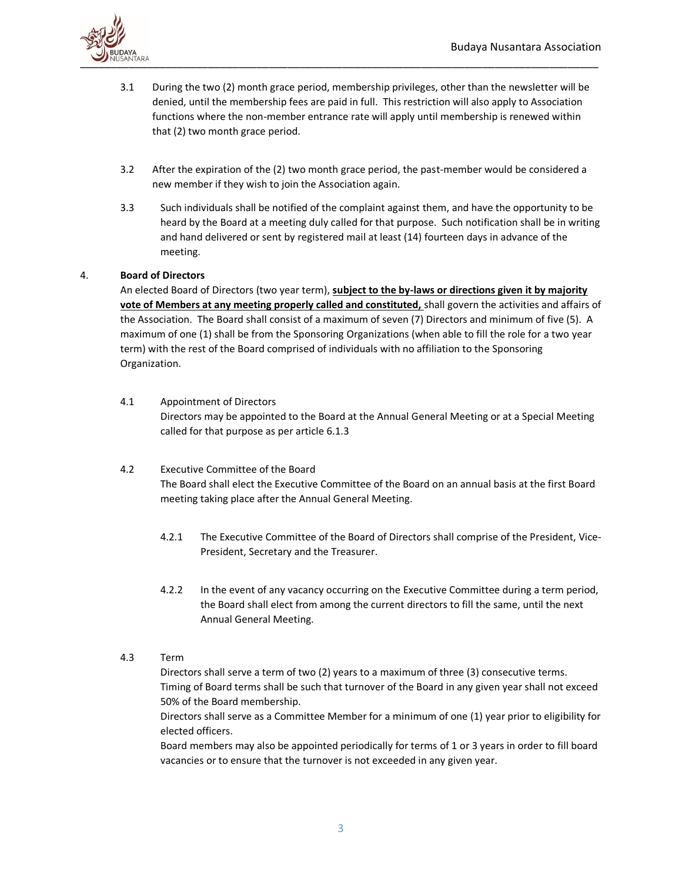3.1 During the two (2) month grace period, membership privileges, other than the newsletter will be denied, until the membership fees are paid in full. This restriction will also apply to Association functions where the non-member entrance rate will apply until membership is renewed within that (2) two month grace period.

3.2 After the expiration of the (2) two month grace period, the past-member would be considered a new member if they wish to join the Association again.

3.3 Such individuals shall be notified of the complaint against them, and have the opportunity to be heard by the Board at a meeting duly called for that purpose. Such notification shall be in writing and hand delivered or sent by registered mail at least (14) fourteen days in advance of the meeting.

## 4. Board of Directors

An elected Board of Directors (two year term), **<u>subject to the by-laws or directions given it by majority vote of Members at any meeting properly called and constituted,</u>** shall govern the activities and affairs of the Association. The Board shall consist of a maximum of seven (7) Directors and minimum of five (5). A maximum of one (1) shall be from the Sponsoring Organizations (when able to fill the role for a two year term) with the rest of the Board comprised of individuals with no affiliation to the Sponsoring Organization.

4.1 Appointment of Directors

Directors may be appointed to the Board at the Annual General Meeting or at a Special Meeting called for that purpose as per article 6.1.3

4.2 Executive Committee of the Board

The Board shall elect the Executive Committee of the Board on an annual basis at the first Board meeting taking place after the Annual General Meeting.

4.2.1 The Executive Committee of the Board of Directors shall comprise of the President, Vice-President, Secretary and the Treasurer.

4.2.2 In the event of any vacancy occurring on the Executive Committee during a term period, the Board shall elect from among the current directors to fill the same, until the next Annual General Meeting.

4.3 Term

Directors shall serve a term of two (2) years to a maximum of three (3) consecutive terms.
Timing of Board terms shall be such that turnover of the Board in any given year shall not exceed 50% of the Board membership.
Directors shall serve as a Committee Member for a minimum of one (1) year prior to eligibility for elected officers.
Board members may also be appointed periodically for terms of 1 or 3 years in order to fill board vacancies or to ensure that the turnover is not exceeded in any given year.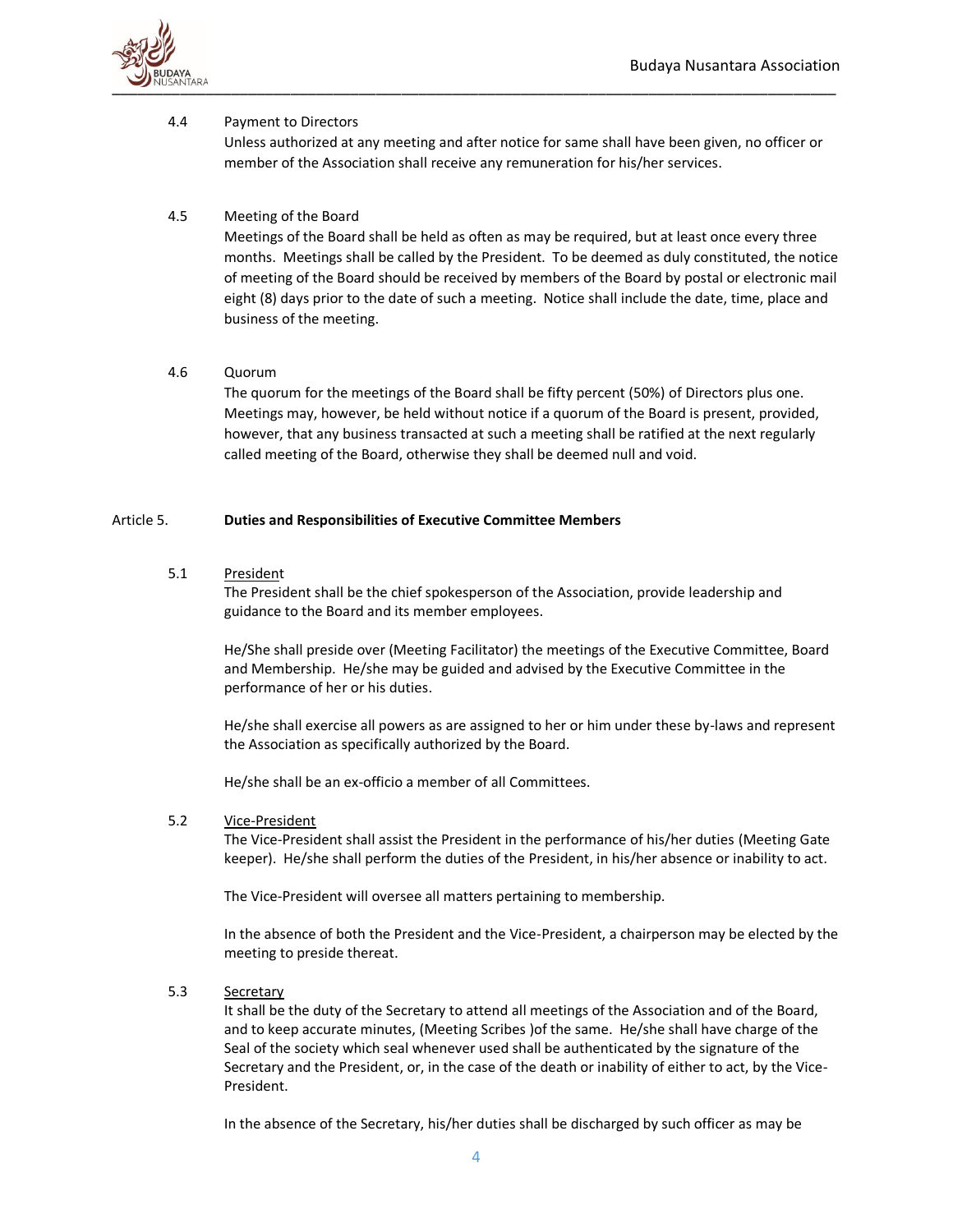### 4.4 Payment to Directors

Unless authorized at any meeting and after notice for same shall have been given, no officer or member of the Association shall receive any remuneration for his/her services.

### 4.5 Meeting of the Board

Meetings of the Board shall be held as often as may be required, but at least once every three months. Meetings shall be called by the President. To be deemed as duly constituted, the notice of meeting of the Board should be received by members of the Board by postal or electronic mail eight (8) days prior to the date of such a meeting. Notice shall include the date, time, place and business of the meeting.

### 4.6 Quorum

The quorum for the meetings of the Board shall be fifty percent (50%) of Directors plus one. Meetings may, however, be held without notice if a quorum of the Board is present, provided, however, that any business transacted at such a meeting shall be ratified at the next regularly called meeting of the Board, otherwise they shall be deemed null and void.

## Article 5. **Duties and Responsibilities of Executive Committee Members**

### 5.1 <u>President</u>

The President shall be the chief spokesperson of the Association, provide leadership and guidance to the Board and its member employees.

He/She shall preside over (Meeting Facilitator) the meetings of the Executive Committee, Board and Membership. He/she may be guided and advised by the Executive Committee in the performance of her or his duties.

He/she shall exercise all powers as are assigned to her or him under these by-laws and represent the Association as specifically authorized by the Board.

He/she shall be an ex-officio a member of all Committees.

### 5.2 <u>Vice-President</u>

The Vice-President shall assist the President in the performance of his/her duties (Meeting Gate keeper). He/she shall perform the duties of the President, in his/her absence or inability to act.

The Vice-President will oversee all matters pertaining to membership.

In the absence of both the President and the Vice-President, a chairperson may be elected by the meeting to preside thereat.

### 5.3 <u>Secretary</u>

It shall be the duty of the Secretary to attend all meetings of the Association and of the Board, and to keep accurate minutes, (Meeting Scribes )of the same. He/she shall have charge of the Seal of the society which seal whenever used shall be authenticated by the signature of the Secretary and the President, or, in the case of the death or inability of either to act, by the Vice-President.

In the absence of the Secretary, his/her duties shall be discharged by such officer as may be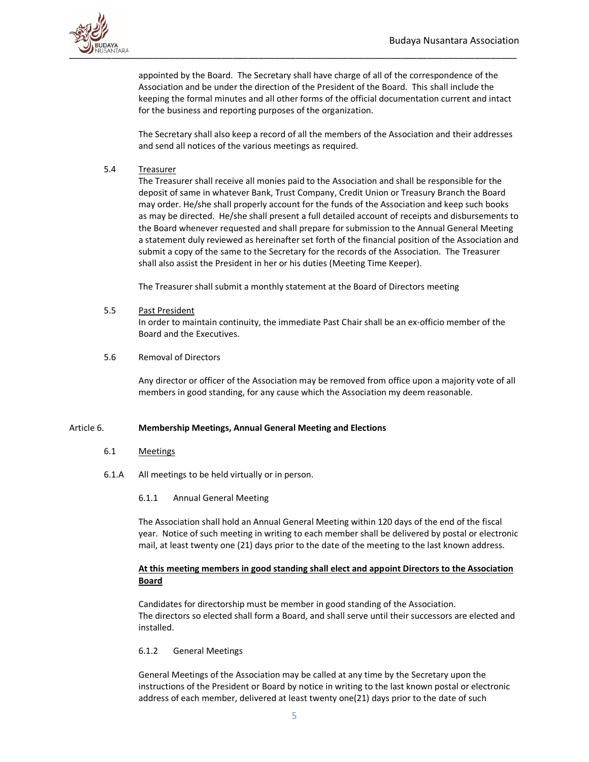appointed by the Board. The Secretary shall have charge of all of the correspondence of the Association and be under the direction of the President of the Board. This shall include the keeping the formal minutes and all other forms of the official documentation current and intact for the business and reporting purposes of the organization.

The Secretary shall also keep a record of all the members of the Association and their addresses and send all notices of the various meetings as required.

5.4 Treasurer

The Treasurer shall receive all monies paid to the Association and shall be responsible for the deposit of same in whatever Bank, Trust Company, Credit Union or Treasury Branch the Board may order. He/she shall properly account for the funds of the Association and keep such books as may be directed. He/she shall present a full detailed account of receipts and disbursements to the Board whenever requested and shall prepare for submission to the Annual General Meeting a statement duly reviewed as hereinafter set forth of the financial position of the Association and submit a copy of the same to the Secretary for the records of the Association. The Treasurer shall also assist the President in her or his duties (Meeting Time Keeper).

The Treasurer shall submit a monthly statement at the Board of Directors meeting

5.5 Past President

In order to maintain continuity, the immediate Past Chair shall be an ex-officio member of the Board and the Executives.

5.6 Removal of Directors

Any director or officer of the Association may be removed from office upon a majority vote of all members in good standing, for any cause which the Association my deem reasonable.

## Article 6. Membership Meetings, Annual General Meeting and Elections

6.1 Meetings

6.1.A All meetings to be held virtually or in person.

6.1.1 Annual General Meeting

The Association shall hold an Annual General Meeting within 120 days of the end of the fiscal year. Notice of such meeting in writing to each member shall be delivered by postal or electronic mail, at least twenty one (21) days prior to the date of the meeting to the last known address.

**At this meeting members in good standing shall elect and appoint Directors to the Association Board**

Candidates for directorship must be member in good standing of the Association.
The directors so elected shall form a Board, and shall serve until their successors are elected and installed.

6.1.2 General Meetings

General Meetings of the Association may be called at any time by the Secretary upon the instructions of the President or Board by notice in writing to the last known postal or electronic address of each member, delivered at least twenty one(21) days prior to the date of such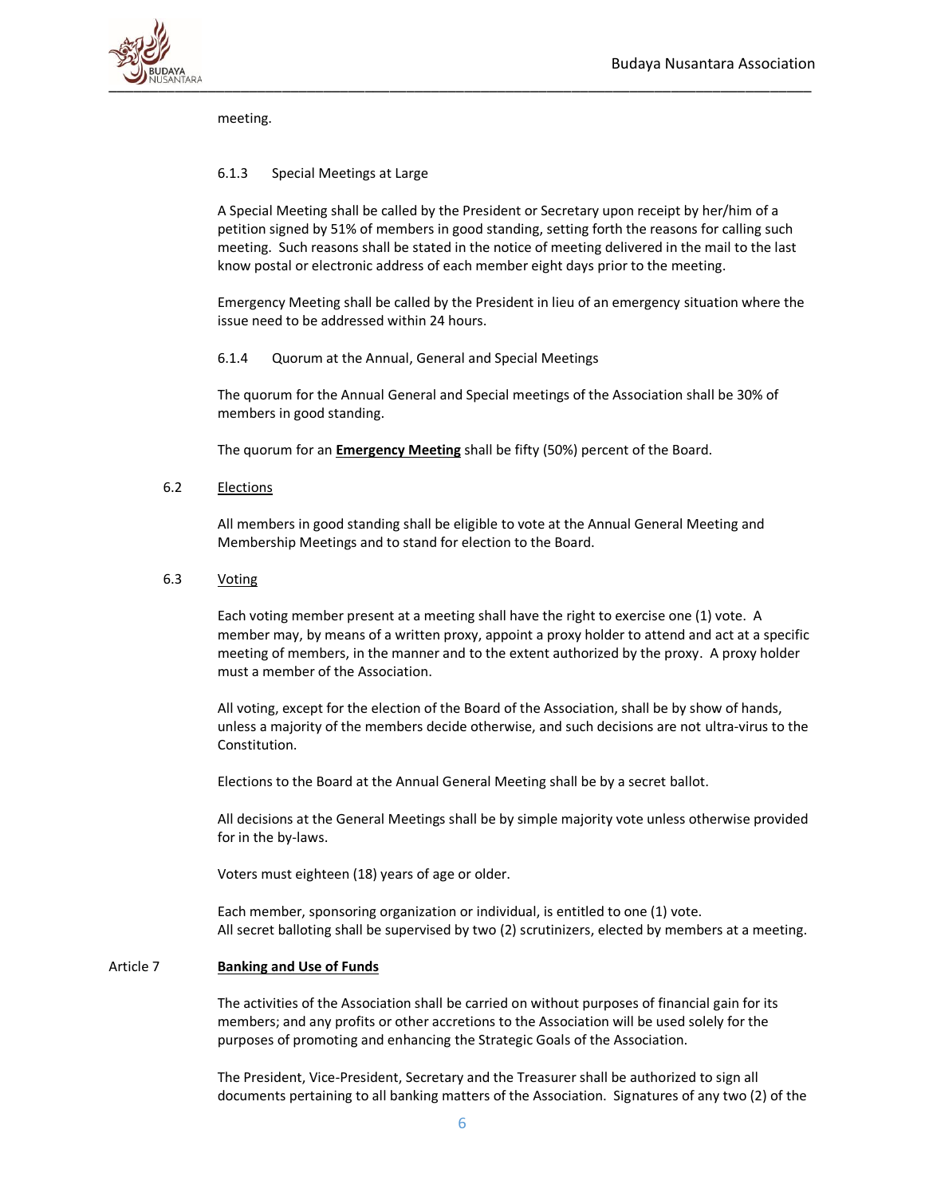meeting.

#### 6.1.3 Special Meetings at Large

A Special Meeting shall be called by the President or Secretary upon receipt by her/him of a petition signed by 51% of members in good standing, setting forth the reasons for calling such meeting. Such reasons shall be stated in the notice of meeting delivered in the mail to the last know postal or electronic address of each member eight days prior to the meeting.

Emergency Meeting shall be called by the President in lieu of an emergency situation where the issue need to be addressed within 24 hours.

#### 6.1.4 Quorum at the Annual, General and Special Meetings

The quorum for the Annual General and Special meetings of the Association shall be 30% of members in good standing.

The quorum for an **Emergency Meeting** shall be fifty (50%) percent of the Board.

### 6.2 Elections

All members in good standing shall be eligible to vote at the Annual General Meeting and Membership Meetings and to stand for election to the Board.

### 6.3 Voting

Each voting member present at a meeting shall have the right to exercise one (1) vote. A member may, by means of a written proxy, appoint a proxy holder to attend and act at a specific meeting of members, in the manner and to the extent authorized by the proxy. A proxy holder must a member of the Association.

All voting, except for the election of the Board of the Association, shall be by show of hands, unless a majority of the members decide otherwise, and such decisions are not ultra-virus to the Constitution.

Elections to the Board at the Annual General Meeting shall be by a secret ballot.

All decisions at the General Meetings shall be by simple majority vote unless otherwise provided for in the by-laws.

Voters must eighteen (18) years of age or older.

Each member, sponsoring organization or individual, is entitled to one (1) vote.
All secret balloting shall be supervised by two (2) scrutinizers, elected by members at a meeting.

## Article 7 Banking and Use of Funds

The activities of the Association shall be carried on without purposes of financial gain for its members; and any profits or other accretions to the Association will be used solely for the purposes of promoting and enhancing the Strategic Goals of the Association.

The President, Vice-President, Secretary and the Treasurer shall be authorized to sign all documents pertaining to all banking matters of the Association. Signatures of any two (2) of the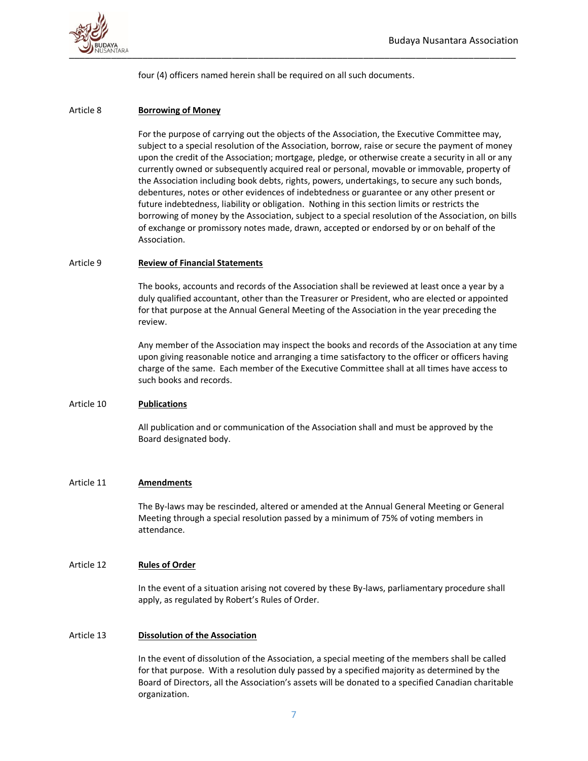four (4) officers named herein shall be required on all such documents.

## Article 8 **Borrowing of Money**

For the purpose of carrying out the objects of the Association, the Executive Committee may, subject to a special resolution of the Association, borrow, raise or secure the payment of money upon the credit of the Association; mortgage, pledge, or otherwise create a security in all or any currently owned or subsequently acquired real or personal, movable or immovable, property of the Association including book debts, rights, powers, undertakings, to secure any such bonds, debentures, notes or other evidences of indebtedness or guarantee or any other present or future indebtedness, liability or obligation. Nothing in this section limits or restricts the borrowing of money by the Association, subject to a special resolution of the Association, on bills of exchange or promissory notes made, drawn, accepted or endorsed by or on behalf of the Association.

## Article 9 **Review of Financial Statements**

The books, accounts and records of the Association shall be reviewed at least once a year by a duly qualified accountant, other than the Treasurer or President, who are elected or appointed for that purpose at the Annual General Meeting of the Association in the year preceding the review.

Any member of the Association may inspect the books and records of the Association at any time upon giving reasonable notice and arranging a time satisfactory to the officer or officers having charge of the same. Each member of the Executive Committee shall at all times have access to such books and records.

## Article 10 **Publications**

All publication and or communication of the Association shall and must be approved by the Board designated body.

## Article 11 **Amendments**

The By-laws may be rescinded, altered or amended at the Annual General Meeting or General Meeting through a special resolution passed by a minimum of 75% of voting members in attendance.

## Article 12 **Rules of Order**

In the event of a situation arising not covered by these By-laws, parliamentary procedure shall apply, as regulated by Robert's Rules of Order.

## Article 13 **Dissolution of the Association**

In the event of dissolution of the Association, a special meeting of the members shall be called for that purpose. With a resolution duly passed by a specified majority as determined by the Board of Directors, all the Association's assets will be donated to a specified Canadian charitable organization.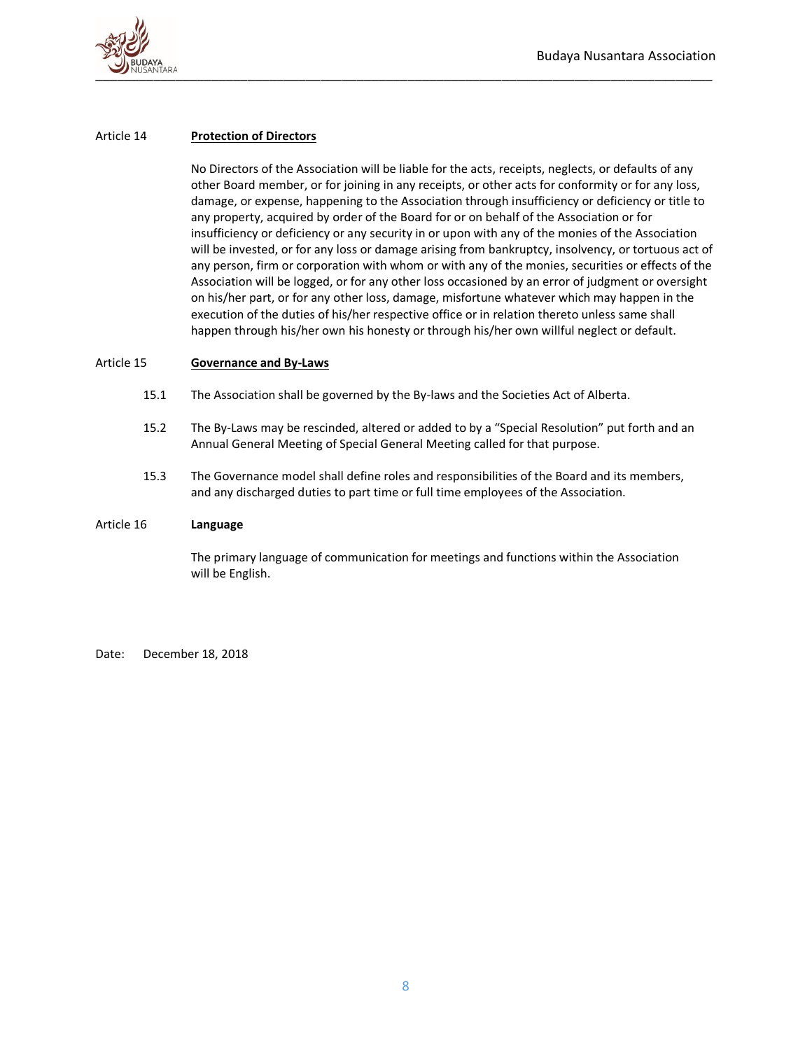Article 14 **Protection of Directors**

No Directors of the Association will be liable for the acts, receipts, neglects, or defaults of any other Board member, or for joining in any receipts, or other acts for conformity or for any loss, damage, or expense, happening to the Association through insufficiency or deficiency or title to any property, acquired by order of the Board for or on behalf of the Association or for insufficiency or deficiency or any security in or upon with any of the monies of the Association will be invested, or for any loss or damage arising from bankruptcy, insolvency, or tortuous act of any person, firm or corporation with whom or with any of the monies, securities or effects of the Association will be logged, or for any other loss occasioned by an error of judgment or oversight on his/her part, or for any other loss, damage, misfortune whatever which may happen in the execution of the duties of his/her respective office or in relation thereto unless same shall happen through his/her own his honesty or through his/her own willful neglect or default.

Article 15 **Governance and By-Laws**

15.1 The Association shall be governed by the By-laws and the Societies Act of Alberta.

15.2 The By-Laws may be rescinded, altered or added to by a "Special Resolution" put forth and an Annual General Meeting of Special General Meeting called for that purpose.

15.3 The Governance model shall define roles and responsibilities of the Board and its members, and any discharged duties to part time or full time employees of the Association.

Article 16 **Language**

The primary language of communication for meetings and functions within the Association will be English.

Date: December 18, 2018